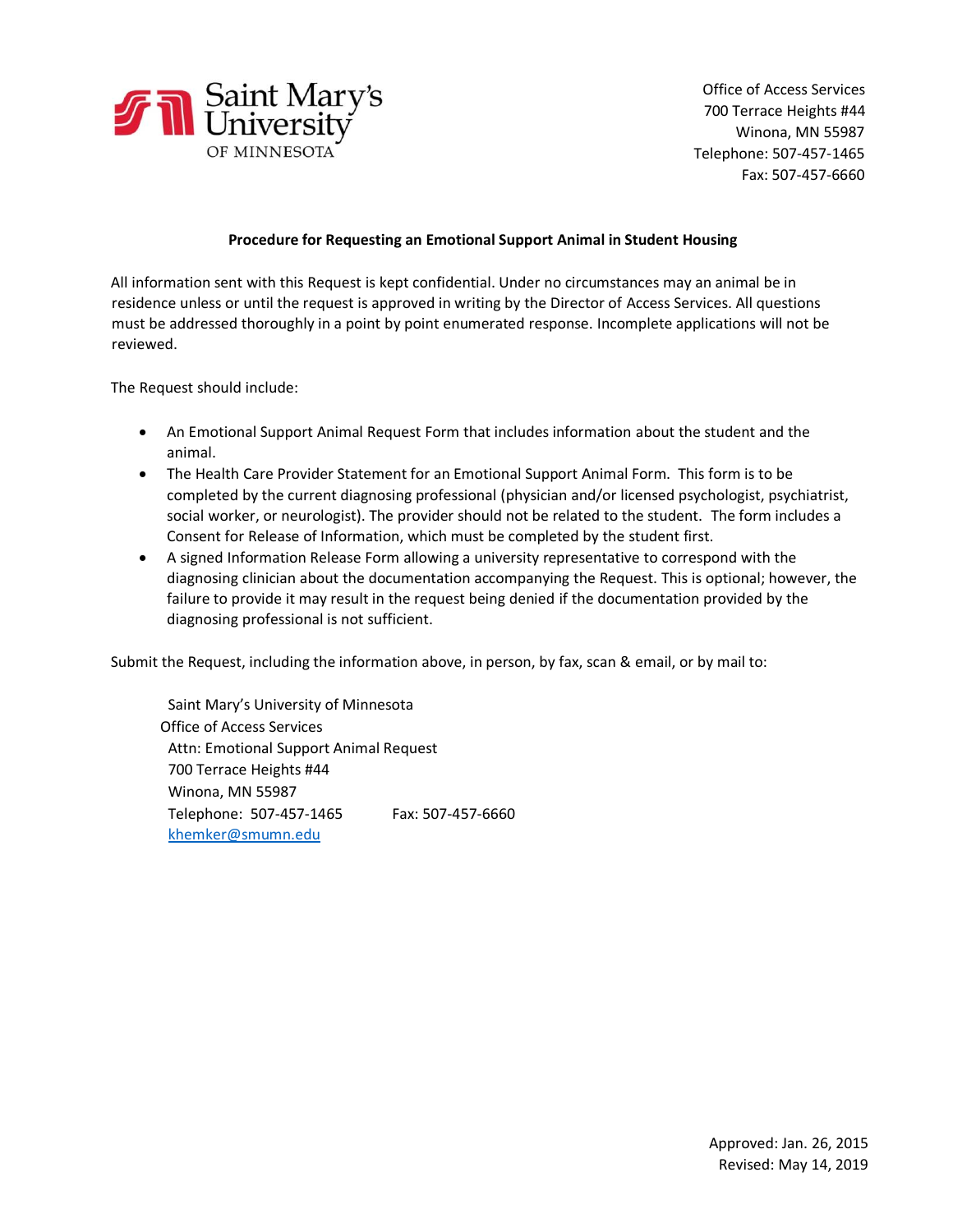Saint Mary's University OF MINNESOTA

Office of Access Services
700 Terrace Heights #44
Winona, MN 55987
Telephone: 507-457-1465
Fax: 507-457-6660

**Procedure for Requesting an Emotional Support Animal in Student Housing**

All information sent with this Request is kept confidential. Under no circumstances may an animal be in residence unless or until the request is approved in writing by the Director of Access Services. All questions must be addressed thoroughly in a point by point enumerated response. Incomplete applications will not be reviewed.

The Request should include:

- An Emotional Support Animal Request Form that includes information about the student and the animal.
- The Health Care Provider Statement for an Emotional Support Animal Form. This form is to be completed by the current diagnosing professional (physician and/or licensed psychologist, psychiatrist, social worker, or neurologist). The provider should not be related to the student. The form includes a Consent for Release of Information, which must be completed by the student first.
- A signed Information Release Form allowing a university representative to correspond with the diagnosing clinician about the documentation accompanying the Request. This is optional; however, the failure to provide it may result in the request being denied if the documentation provided by the diagnosing professional is not sufficient.

Submit the Request, including the information above, in person, by fax, scan & email, or by mail to:

Saint Mary's University of Minnesota
Office of Access Services
Attn: Emotional Support Animal Request
700 Terrace Heights #44
Winona, MN 55987
Telephone: 507-457-1465 Fax: 507-457-6660
khemker@smumn.edu

Approved: Jan. 26, 2015
Revised: May 14, 2019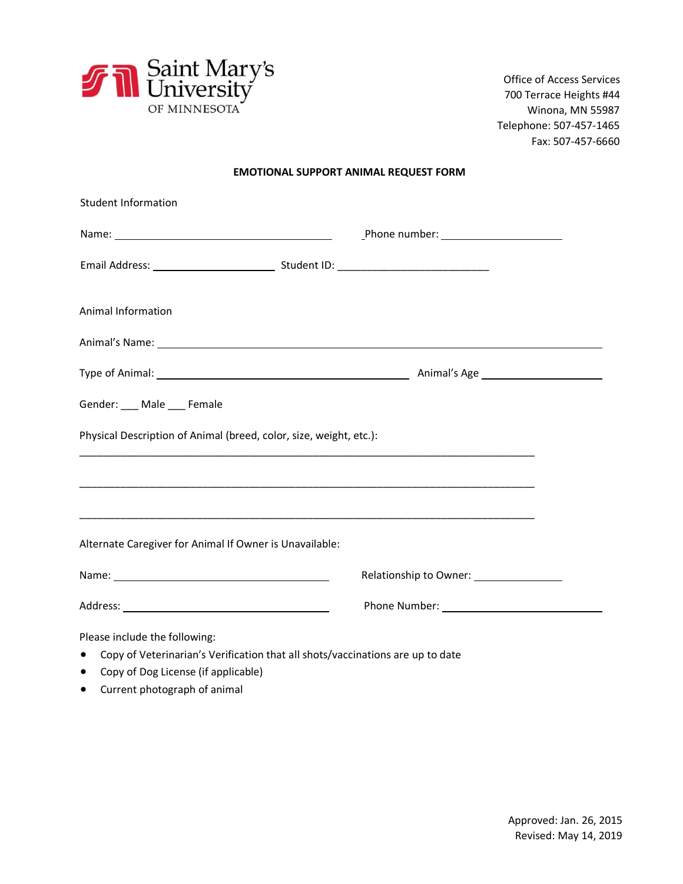Saint Mary's University OF MINNESOTA

Office of Access Services
700 Terrace Heights #44
Winona, MN 55987
Telephone: 507-457-1465
Fax: 507-457-6660

## EMOTIONAL SUPPORT ANIMAL REQUEST FORM

Student Information

Name: ______________________________ Phone number: ____________________

Email Address: ____________________ Student ID: __________________________

Animal Information

Animal's Name: ____________________________________________________________

Type of Animal: ____________________________________ Animal's Age ____________________

Gender: ___ Male ___ Female

Physical Description of Animal (breed, color, size, weight, etc.):

______________________________________________________________________________

______________________________________________________________________________

______________________________________________________________________________

Alternate Caregiver for Animal If Owner is Unavailable:

Name: ______________________________ Relationship to Owner: ______________

Address: ____________________________ Phone Number: __________________________

Please include the following:

- Copy of Veterinarian's Verification that all shots/vaccinations are up to date
- Copy of Dog License (if applicable)
- Current photograph of animal

Approved: Jan. 26, 2015
Revised: May 14, 2019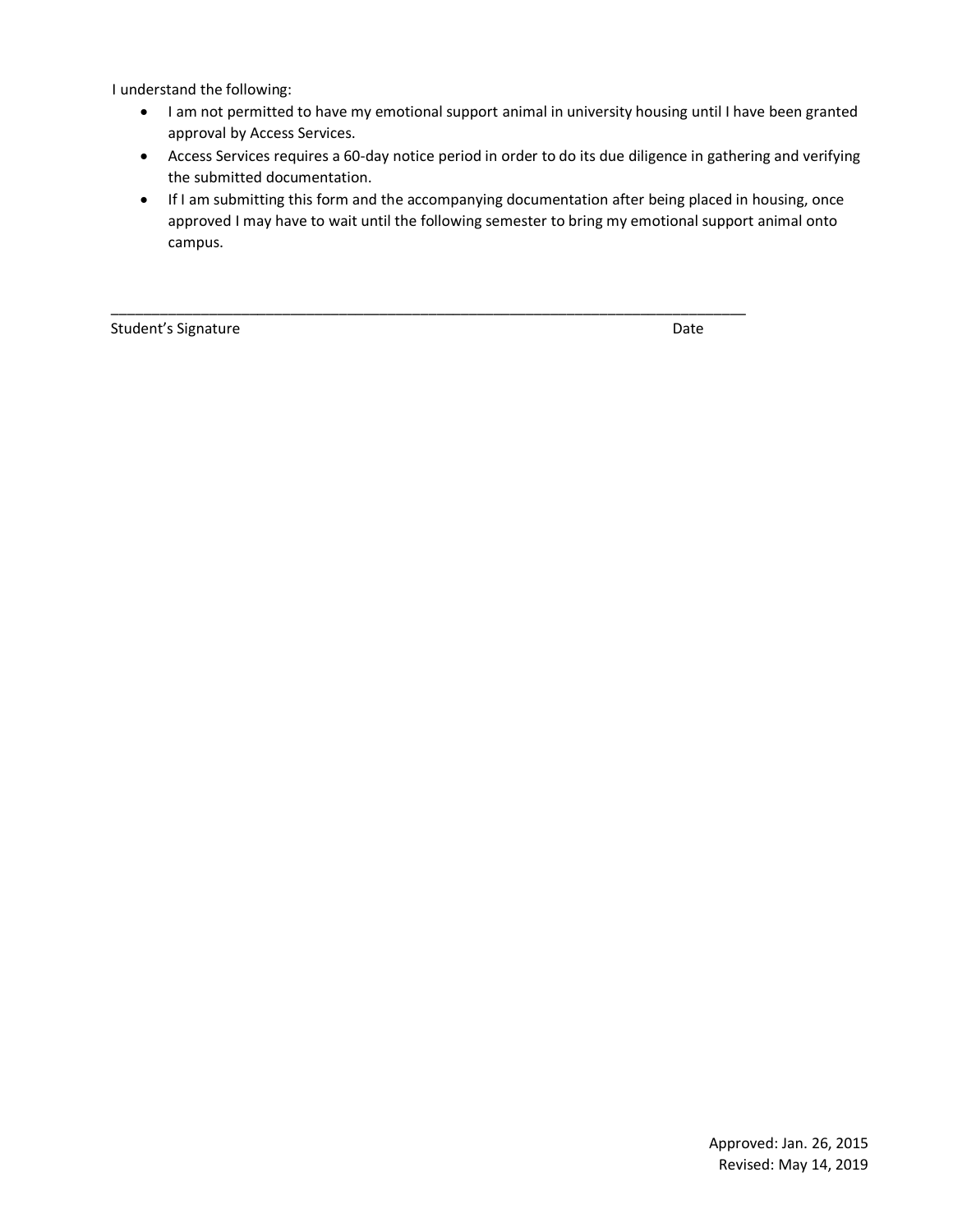I understand the following:

- I am not permitted to have my emotional support animal in university housing until I have been granted approval by Access Services.
- Access Services requires a 60-day notice period in order to do its due diligence in gathering and verifying the submitted documentation.
- If I am submitting this form and the accompanying documentation after being placed in housing, once approved I may have to wait until the following semester to bring my emotional support animal onto campus.

\_\_\_\_\_\_\_\_\_\_\_\_\_\_\_\_\_\_\_\_\_\_\_\_\_\_\_\_\_\_\_\_\_\_\_\_\_\_\_\_\_\_\_\_\_\_\_\_\_\_\_\_\_\_\_\_\_\_\_\_\_\_\_\_\_\_\_\_\_\_\_\_\_\_\_\_

Student's Signature                                                                                    Date

Approved: Jan. 26, 2015
Revised: May 14, 2019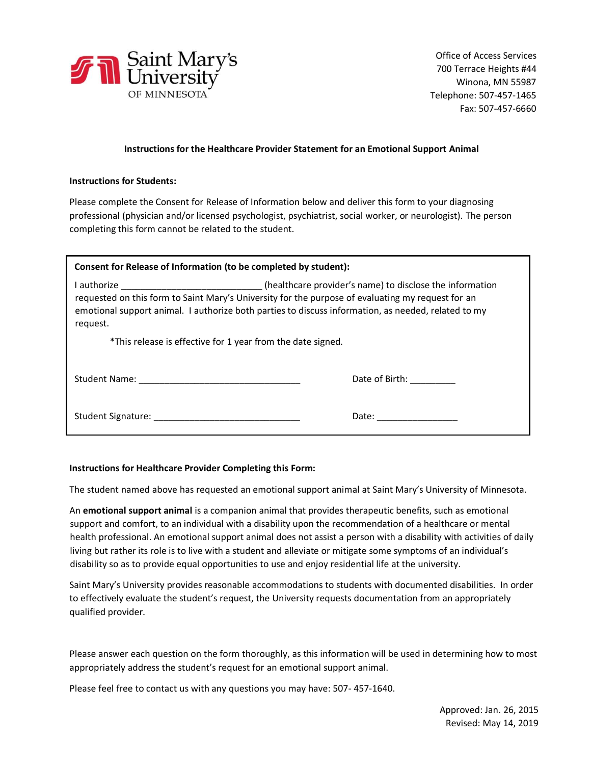Saint Mary's University OF MINNESOTA

Office of Access Services
700 Terrace Heights #44
Winona, MN 55987
Telephone: 507-457-1465
Fax: 507-457-6660

## Instructions for the Healthcare Provider Statement for an Emotional Support Animal

**Instructions for Students:**

Please complete the Consent for Release of Information below and deliver this form to your diagnosing professional (physician and/or licensed psychologist, psychiatrist, social worker, or neurologist). The person completing this form cannot be related to the student.

**Consent for Release of Information (to be completed by student):**

I authorize ___________________________ (healthcare provider's name) to disclose the information requested on this form to Saint Mary's University for the purpose of evaluating my request for an emotional support animal. I authorize both parties to discuss information, as needed, related to my request.

*This release is effective for 1 year from the date signed.

Student Name: ________________________________ Date of Birth: _________

Student Signature: _____________________________ Date: ________________

**Instructions for Healthcare Provider Completing this Form:**

The student named above has requested an emotional support animal at Saint Mary's University of Minnesota.

An **emotional support animal** is a companion animal that provides therapeutic benefits, such as emotional support and comfort, to an individual with a disability upon the recommendation of a healthcare or mental health professional. An emotional support animal does not assist a person with a disability with activities of daily living but rather its role is to live with a student and alleviate or mitigate some symptoms of an individual's disability so as to provide equal opportunities to use and enjoy residential life at the university.

Saint Mary's University provides reasonable accommodations to students with documented disabilities. In order to effectively evaluate the student's request, the University requests documentation from an appropriately qualified provider.

Please answer each question on the form thoroughly, as this information will be used in determining how to most appropriately address the student's request for an emotional support animal.

Please feel free to contact us with any questions you may have: 507- 457-1640.

Approved: Jan. 26, 2015
Revised: May 14, 2019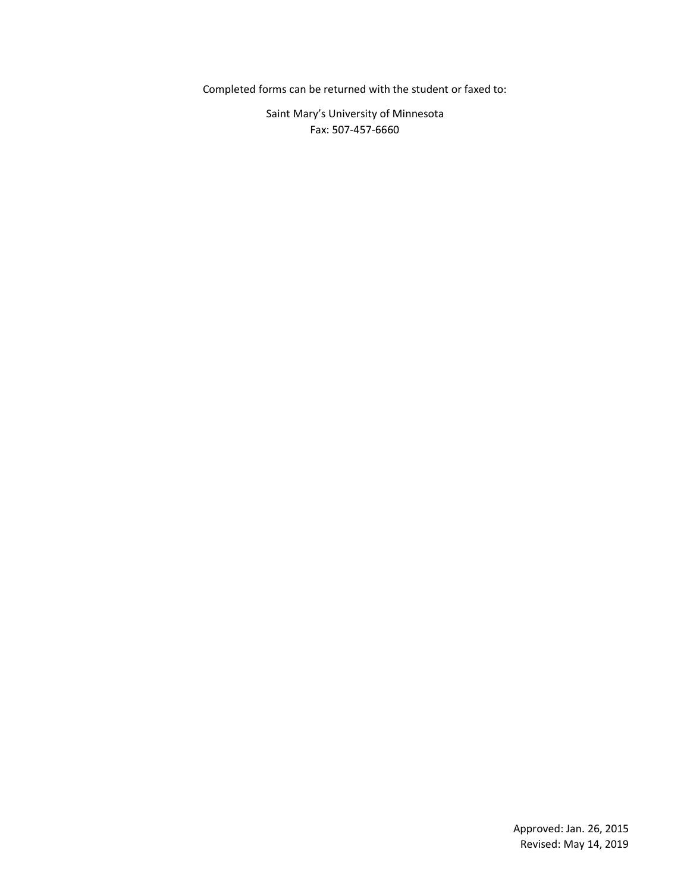Completed forms can be returned with the student or faxed to:

Saint Mary's University of Minnesota
Fax: 507-457-6660

Approved: Jan. 26, 2015
Revised: May 14, 2019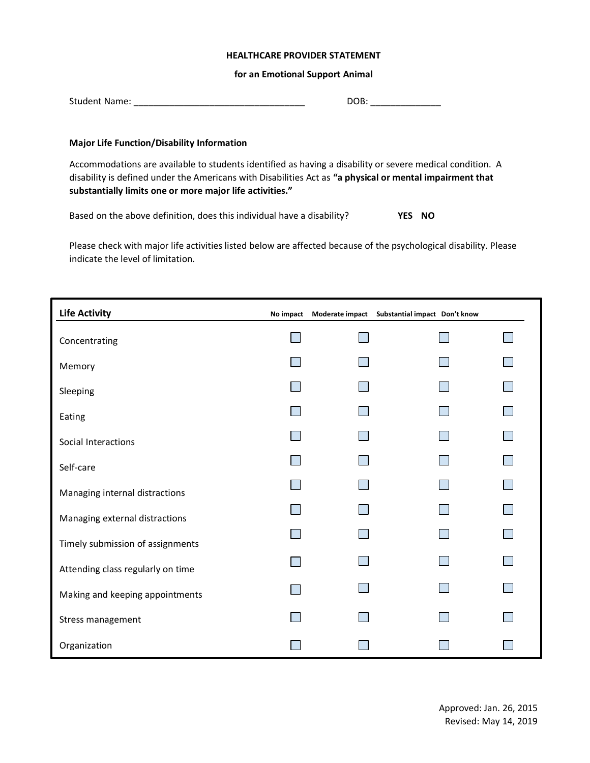**HEALTHCARE PROVIDER STATEMENT**

**for an Emotional Support Animal**

Student Name: ___________________________________ DOB: ______________

**Major Life Function/Disability Information**

Accommodations are available to students identified as having a disability or severe medical condition. A disability is defined under the Americans with Disabilities Act as **"a physical or mental impairment that substantially limits one or more major life activities."**

Based on the above definition, does this individual have a disability? **YES NO**

Please check with major life activities listed below are affected because of the psychological disability. Please indicate the level of limitation.

| Life Activity | No impact | Moderate impact | Substantial impact | Don't know |
|---|---|---|---|---|
| Concentrating | ☐ | ☐ | ☐ | ☐ |
| Memory | ☐ | ☐ | ☐ | ☐ |
| Sleeping | ☐ | ☐ | ☐ | ☐ |
| Eating | ☐ | ☐ | ☐ | ☐ |
| Social Interactions | ☐ | ☐ | ☐ | ☐ |
| Self-care | ☐ | ☐ | ☐ | ☐ |
| Managing internal distractions | ☐ | ☐ | ☐ | ☐ |
| Managing external distractions | ☐ | ☐ | ☐ | ☐ |
| Timely submission of assignments | ☐ | ☐ | ☐ | ☐ |
| Attending class regularly on time | ☐ | ☐ | ☐ | ☐ |
| Making and keeping appointments | ☐ | ☐ | ☐ | ☐ |
| Stress management | ☐ | ☐ | ☐ | ☐ |
| Organization | ☐ | ☐ | ☐ | ☐ |

Approved: Jan. 26, 2015
Revised: May 14, 2019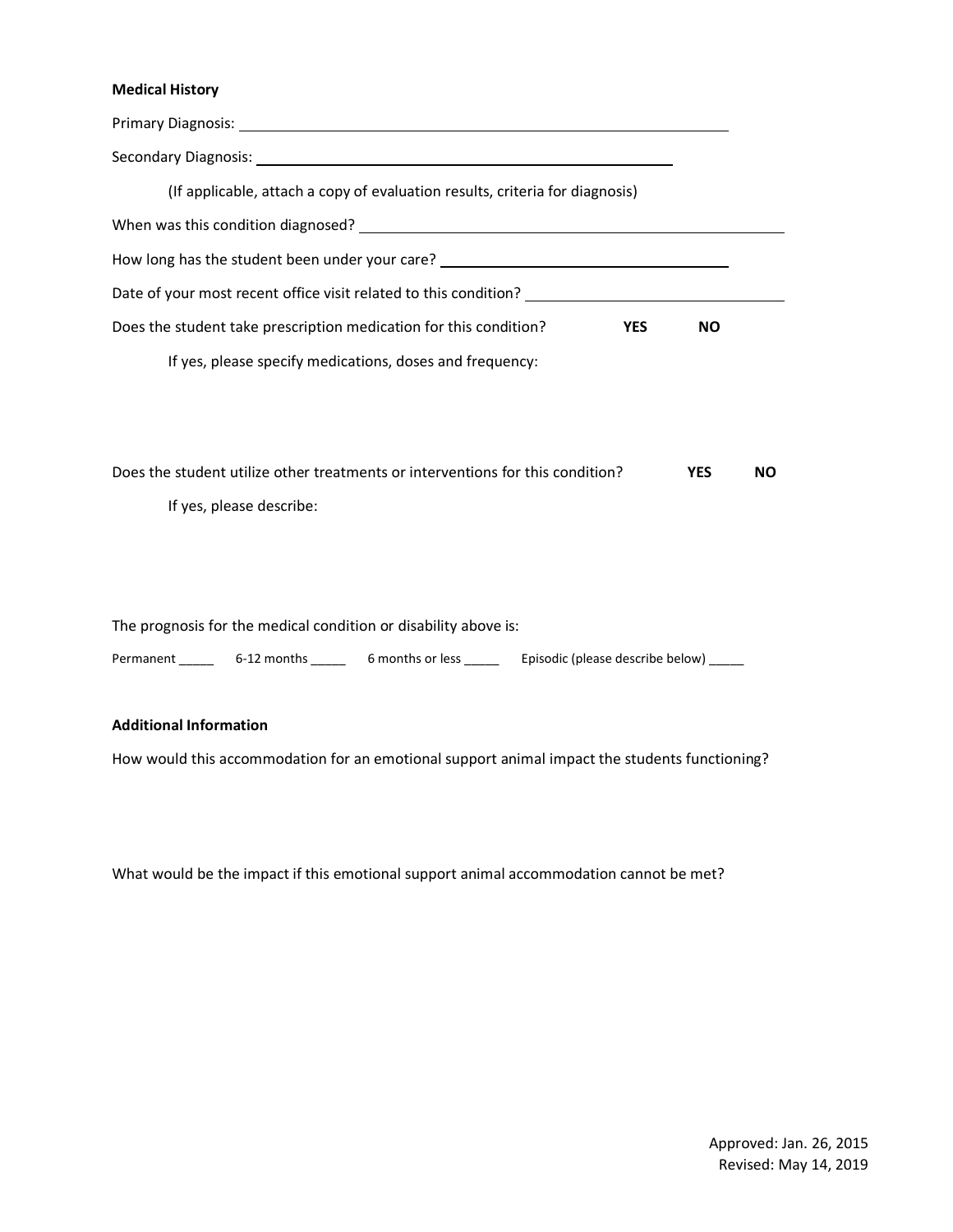**Medical History**

Primary Diagnosis: ______________________________________________

Secondary Diagnosis: ____________________________________________

(If applicable, attach a copy of evaluation results, criteria for diagnosis)

When was this condition diagnosed? ______________________________________

How long has the student been under your care? ___________________________

Date of your most recent office visit related to this condition? ________________

Does the student take prescription medication for this condition? **YES** **NO**

If yes, please specify medications, doses and frequency:

Does the student utilize other treatments or interventions for this condition? **YES** **NO**

If yes, please describe:

The prognosis for the medical condition or disability above is:

Permanent _____ 6-12 months _____ 6 months or less _____ Episodic (please describe below) _____

**Additional Information**

How would this accommodation for an emotional support animal impact the students functioning?

What would be the impact if this emotional support animal accommodation cannot be met?

Approved: Jan. 26, 2015
Revised: May 14, 2019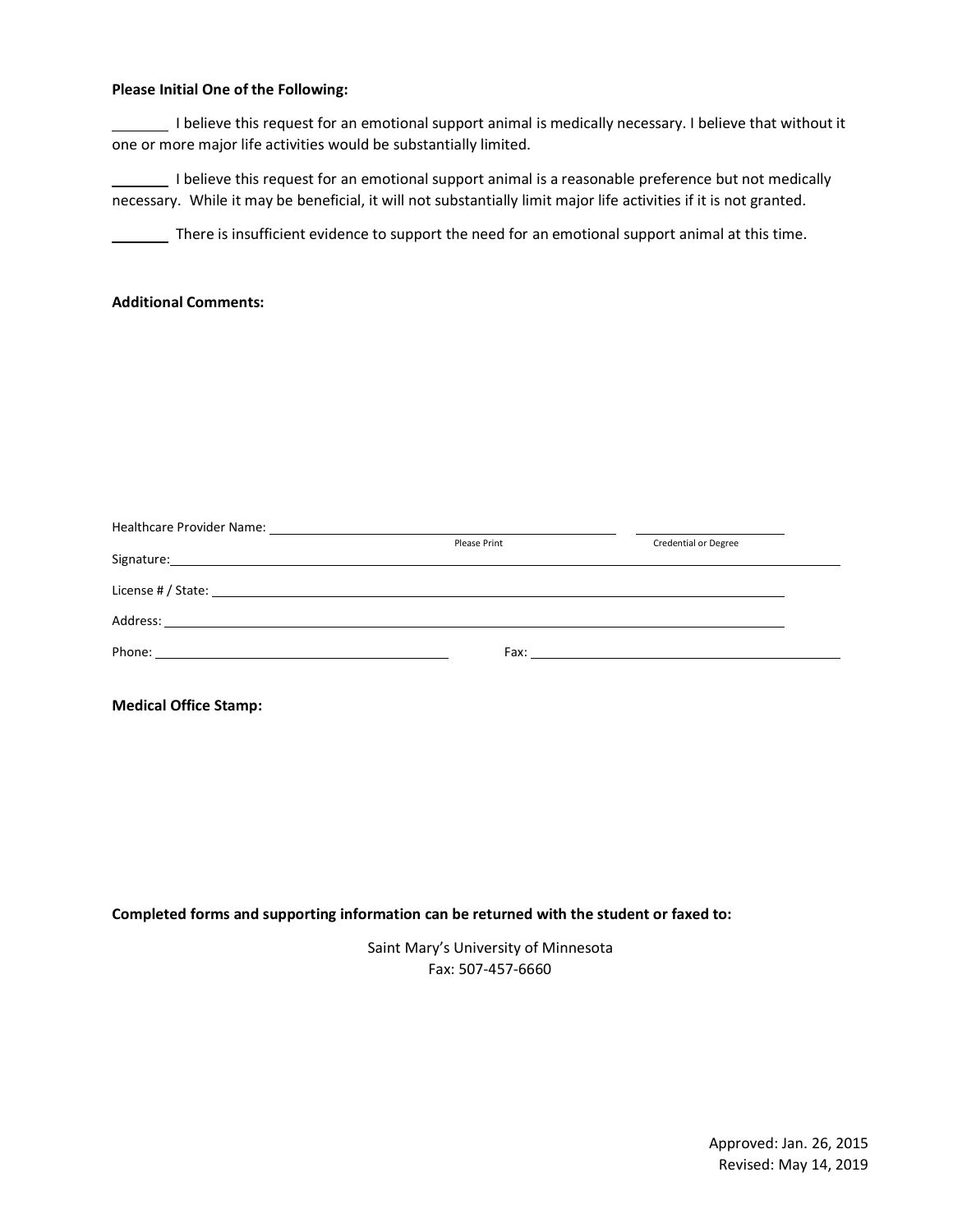**Please Initial One of the Following:**

_______ I believe this request for an emotional support animal is medically necessary. I believe that without it one or more major life activities would be substantially limited.

_______ I believe this request for an emotional support animal is a reasonable preference but not medically necessary. While it may be beneficial, it will not substantially limit major life activities if it is not granted.

_______ There is insufficient evidence to support the need for an emotional support animal at this time.

**Additional Comments:**

Healthcare Provider Name: ______________________________ (Please Print) ______________ (Credential or Degree)

Signature: ____________________________________________

License # / State: ____________________________________

Address: ______________________________________________

Phone: ____________________ Fax: ____________________

**Medical Office Stamp:**

**Completed forms and supporting information can be returned with the student or faxed to:**

Saint Mary's University of Minnesota
Fax: 507-457-6660

Approved: Jan. 26, 2015
Revised: May 14, 2019